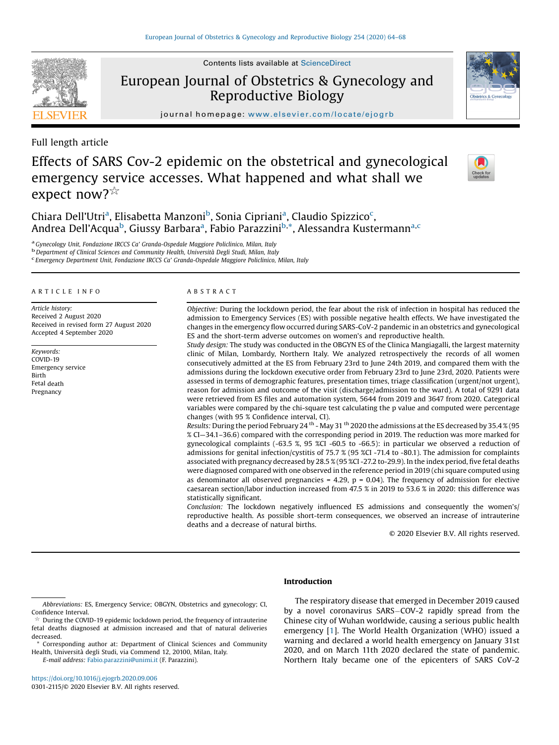Full length article

# Effects of SARS Cov-2 epidemic on the obstetrical and gynecological emergency service accesses. What happened and what shall we expect now?☆

Chiara Dell'Utri[a], Elisabetta Manzoni[b], Sonia Cipriani[a], Claudio Spizzico[c], Andrea Dell'Acqua[b], Giussy Barbara[a], Fabio Parazzini[b,*], Alessandra Kustermann[a,c]

[a] Gynecology Unit, Fondazione IRCCS Ca' Granda-Ospedale Maggiore Policlinico, Milan, Italy
[b] Department of Clinical Sciences and Community Health, Università Degli Studi, Milan, Italy
[c] Emergency Department Unit, Fondazione IRCCS Ca' Granda-Ospedale Maggiore Policlinico, Milan, Italy

## ARTICLE INFO

*Article history:*
Received 2 August 2020
Received in revised form 27 August 2020
Accepted 4 September 2020

*Keywords:*
COVID-19
Emergency service
Birth
Fetal death
Pregnancy

## ABSTRACT

*Objective:* During the lockdown period, the fear about the risk of infection in hospital has reduced the admission to Emergency Services (ES) with possible negative health effects. We have investigated the changes in the emergency flow occurred during SARS-CoV-2 pandemic in an obstetrics and gynecological ES and the short-term adverse outcomes on women's and reproductive health.

*Study design:* The study was conducted in the OBGYN ES of the Clinica Mangiagalli, the largest maternity clinic of Milan, Lombardy, Northern Italy. We analyzed retrospectively the records of all women consecutively admitted at the ES from February 23rd to June 24th 2019, and compared them with the admissions during the lockdown executive order from February 23rd to June 23rd, 2020. Patients were assessed in terms of demographic features, presentation times, triage classification (urgent/not urgent), reason for admission and outcome of the visit (discharge/admission to the ward). A total of 9291 data were retrieved from ES files and automation system, 5644 from 2019 and 3647 from 2020. Categorical variables were compared by the chi-square test calculating the p value and computed were percentage changes (with 95 % Confidence interval, CI).

*Results:* During the period February 24 th - May 31 th 2020 the admissions at the ES decreased by 35.4 % (95 % CI—34.1–36.6) compared with the corresponding period in 2019. The reduction was more marked for gynecological complaints (-63.5 %, 95 %CI -60.5 to -66.5): in particular we observed a reduction of admissions for genital infection/cystitis of 75.7 % (95 %CI -71.4 to -80.1). The admission for complaints associated with pregnancy decreased by 28.5 % (95 %CI -27.2 to-29.9). In the index period, five fetal deaths were diagnosed compared with one observed in the reference period in 2019 (chi square computed using as denominator all observed pregnancies = 4.29, p = 0.04). The frequency of admission for elective caesarean section/labor induction increased from 47.5 % in 2019 to 53.6 % in 2020: this difference was statistically significant.

*Conclusion:* The lockdown negatively influenced ES admissions and consequently the women's/reproductive health. As possible short-term consequences, we observed an increase of intrauterine deaths and a decrease of natural births.

© 2020 Elsevier B.V. All rights reserved.

## Introduction

The respiratory disease that emerged in December 2019 caused by a novel coronavirus SARS–COV-2 rapidly spread from the Chinese city of Wuhan worldwide, causing a serious public health emergency [1]. The World Health Organization (WHO) issued a warning and declared a world health emergency on January 31st 2020, and on March 11th 2020 declared the state of pandemic. Northern Italy became one of the epicenters of SARS CoV-2

---

Abbreviations: ES, Emergency Service; OBGYN, Obstetrics and gynecology; CI, Confidence Interval.

☆ During the COVID-19 epidemic lockdown period, the frequency of intrauterine fetal deaths diagnosed at admission increased and that of natural deliveries decreased.

\* Corresponding author at: Department of Clinical Sciences and Community Health, Università degli Studi, via Commend 12, 20100, Milan, Italy.
E-mail address: Fabio.parazzini@unimi.it (F. Parazzini).

https://doi.org/10.1016/j.ejogrb.2020.09.006
0301-2115/© 2020 Elsevier B.V. All rights reserved.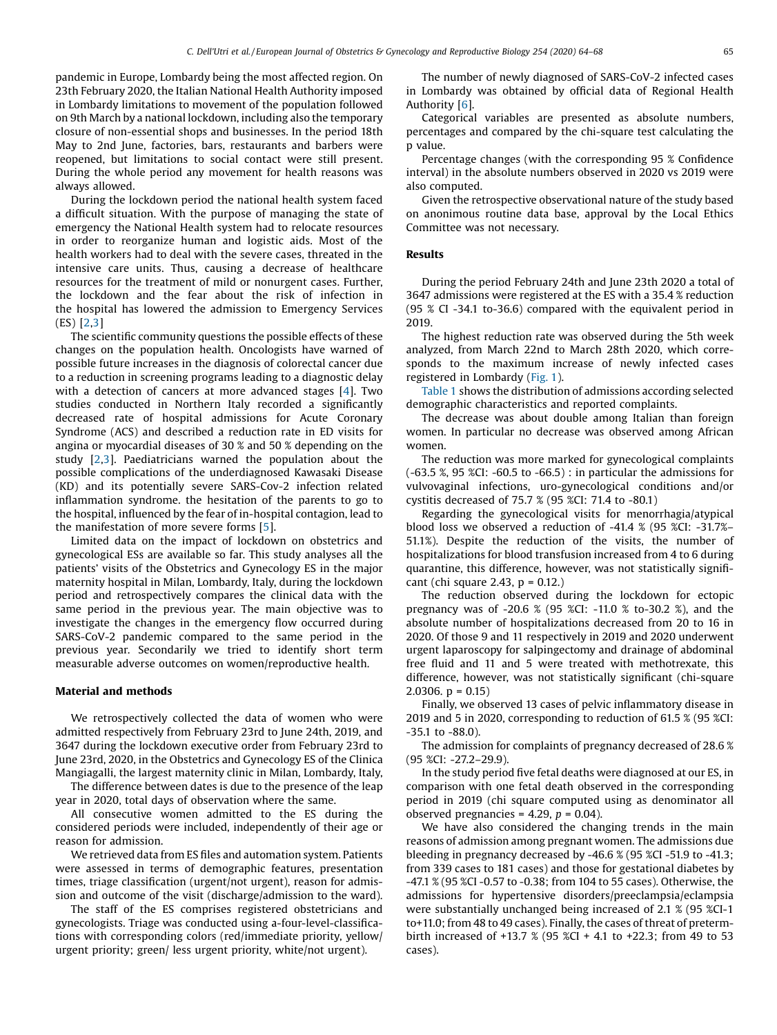pandemic in Europe, Lombardy being the most affected region. On 23th February 2020, the Italian National Health Authority imposed in Lombardy limitations to movement of the population followed on 9th March by a national lockdown, including also the temporary closure of non-essential shops and businesses. In the period 18th May to 2nd June, factories, bars, restaurants and barbers were reopened, but limitations to social contact were still present. During the whole period any movement for health reasons was always allowed.

During the lockdown period the national health system faced a difficult situation. With the purpose of managing the state of emergency the National Health system had to relocate resources in order to reorganize human and logistic aids. Most of the health workers had to deal with the severe cases, threated in the intensive care units. Thus, causing a decrease of healthcare resources for the treatment of mild or nonurgent cases. Further, the lockdown and the fear about the risk of infection in the hospital has lowered the admission to Emergency Services (ES) [2,3]

The scientific community questions the possible effects of these changes on the population health. Oncologists have warned of possible future increases in the diagnosis of colorectal cancer due to a reduction in screening programs leading to a diagnostic delay with a detection of cancers at more advanced stages [4]. Two studies conducted in Northern Italy recorded a significantly decreased rate of hospital admissions for Acute Coronary Syndrome (ACS) and described a reduction rate in ED visits for angina or myocardial diseases of 30 % and 50 % depending on the study [2,3]. Paediatricians warned the population about the possible complications of the underdiagnosed Kawasaki Disease (KD) and its potentially severe SARS-Cov-2 infection related inflammation syndrome. the hesitation of the parents to go to the hospital, influenced by the fear of in-hospital contagion, lead to the manifestation of more severe forms [5].

Limited data on the impact of lockdown on obstetrics and gynecological ESs are available so far. This study analyses all the patients' visits of the Obstetrics and Gynecology ES in the major maternity hospital in Milan, Lombardy, Italy, during the lockdown period and retrospectively compares the clinical data with the same period in the previous year. The main objective was to investigate the changes in the emergency flow occurred during SARS-CoV-2 pandemic compared to the same period in the previous year. Secondarily we tried to identify short term measurable adverse outcomes on women/reproductive health.

## Material and methods

We retrospectively collected the data of women who were admitted respectively from February 23rd to June 24th, 2019, and 3647 during the lockdown executive order from February 23rd to June 23rd, 2020, in the Obstetrics and Gynecology ES of the Clinica Mangiagalli, the largest maternity clinic in Milan, Lombardy, Italy,

The difference between dates is due to the presence of the leap year in 2020, total days of observation where the same.

All consecutive women admitted to the ES during the considered periods were included, independently of their age or reason for admission.

We retrieved data from ES files and automation system. Patients were assessed in terms of demographic features, presentation times, triage classification (urgent/not urgent), reason for admission and outcome of the visit (discharge/admission to the ward).

The staff of the ES comprises registered obstetricians and gynecologists. Triage was conducted using a-four-level-classifications with corresponding colors (red/immediate priority, yellow/ urgent priority; green/ less urgent priority, white/not urgent).

The number of newly diagnosed of SARS-CoV-2 infected cases in Lombardy was obtained by official data of Regional Health Authority [6].

Categorical variables are presented as absolute numbers, percentages and compared by the chi-square test calculating the p value.

Percentage changes (with the corresponding 95 % Confidence interval) in the absolute numbers observed in 2020 vs 2019 were also computed.

Given the retrospective observational nature of the study based on anonimous routine data base, approval by the Local Ethics Committee was not necessary.

## Results

During the period February 24th and June 23th 2020 a total of 3647 admissions were registered at the ES with a 35.4 % reduction (95 % CI -34.1 to-36.6) compared with the equivalent period in 2019.

The highest reduction rate was observed during the 5th week analyzed, from March 22nd to March 28th 2020, which corresponds to the maximum increase of newly infected cases registered in Lombardy (Fig. 1).

Table 1 shows the distribution of admissions according selected demographic characteristics and reported complaints.

The decrease was about double among Italian than foreign women. In particular no decrease was observed among African women.

The reduction was more marked for gynecological complaints (-63.5 %, 95 %CI: -60.5 to -66.5) : in particular the admissions for vulvovaginal infections, uro-gynecological conditions and/or cystitis decreased of 75.7 % (95 %CI: 71.4 to -80.1)

Regarding the gynecological visits for menorrhagia/atypical blood loss we observed a reduction of -41.4 % (95 %CI: -31.7%–51.1%). Despite the reduction of the visits, the number of hospitalizations for blood transfusion increased from 4 to 6 during quarantine, this difference, however, was not statistically significant (chi square 2.43, p = 0.12.)

The reduction observed during the lockdown for ectopic pregnancy was of -20.6 % (95 %CI: -11.0 % to-30.2 %), and the absolute number of hospitalizations decreased from 20 to 16 in 2020. Of those 9 and 11 respectively in 2019 and 2020 underwent urgent laparoscopy for salpingectomy and drainage of abdominal free fluid and 11 and 5 were treated with methotrexate, this difference, however, was not statistically significant (chi-square 2.0306. p = 0.15)

Finally, we observed 13 cases of pelvic inflammatory disease in 2019 and 5 in 2020, corresponding to reduction of 61.5 % (95 %CI: -35.1 to -88.0).

The admission for complaints of pregnancy decreased of 28.6 % (95 %CI: -27.2–29.9).

In the study period five fetal deaths were diagnosed at our ES, in comparison with one fetal death observed in the corresponding period in 2019 (chi square computed using as denominator all observed pregnancies = 4.29, $p = 0.04$).

We have also considered the changing trends in the main reasons of admission among pregnant women. The admissions due bleeding in pregnancy decreased by -46.6 % (95 %CI -51.9 to -41.3; from 339 cases to 181 cases) and those for gestational diabetes by -47.1 % (95 %CI -0.57 to -0.38; from 104 to 55 cases). Otherwise, the admissions for hypertensive disorders/preeclampsia/eclampsia were substantially unchanged being increased of 2.1 % (95 %CI-1 to+11.0; from 48 to 49 cases). Finally, the cases of threat of pretermbirth increased of +13.7 % (95 %CI + 4.1 to +22.3; from 49 to 53 cases).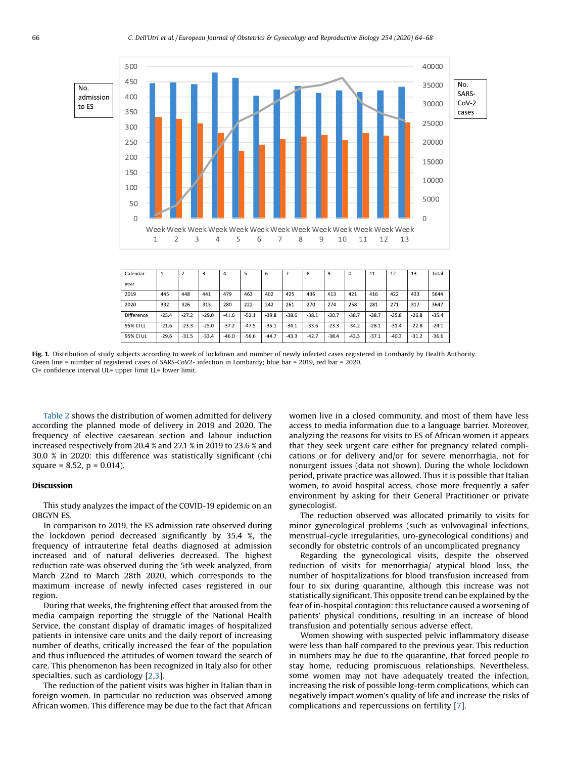| Calendar year | 1 | 2 | 3 | 4 | 5 | 6 | 7 | 8 | 9 | 0 | 11 | 12 | 13 | Total |
|---|---|---|---|---|---|---|---|---|---|---|---|---|---|---|
| 2019 | 445 | 448 | 441 | 479 | 463 | 402 | 425 | 436 | 413 | 421 | 416 | 422 | 433 | 5644 |
| 2020 | 332 | 326 | 313 | 280 | 222 | 242 | 261 | 270 | 274 | 258 | 281 | 271 | 317 | 3647 |
| Difference | -25.4 | -27.2 | -29.0 | -41.6 | -52.1 | -39.8 | -38.6 | -38.1 | -30.7 | -38.7 | -38.7 | -35.8 | -26.8 | -35.4 |
| 95% CI LL | -21.6 | -23.3 | -25.0 | -37.2 | -47.5 | -35.1 | -34.1 | -33.6 | -23.3 | -34.2 | -28.1 | -31.4 | -22.8 | -24.1 |
| 95% CI UL | -29.6 | -31.5 | -33.4 | -46.0 | -56.6 | -44.7 | -43.3 | -42.7 | -38.4 | -43.5 | -37.1 | -40.3 | -31.2 | -36.6 |

**Fig. 1.** Distribution of study subjects according to week of lockdown and number of newly infected cases registered in Lombardy by Health Authority.
Green line = number of registered cases of SARS-CoV2- infection in Lombardy; blue bar = 2019, red bar = 2020.
CI= confidence interval UL= upper limit LL= lower limit.

Table 2 shows the distribution of women admitted for delivery according the planned mode of delivery in 2019 and 2020. The frequency of elective caesarean section and labour induction increased respectively from 20.4 % and 27.1 % in 2019 to 23.6 % and 30.0 % in 2020: this difference was statistically significant (chi square = 8.52, p = 0.014).

## Discussion

This study analyzes the impact of the COVID-19 epidemic on an OBGYN ES.

In comparison to 2019, the ES admission rate observed during the lockdown period decreased significantly by 35.4 %, the frequency of intrauterine fetal deaths diagnosed at admission increased and of natural deliveries decreased. The highest reduction rate was observed during the 5th week analyzed, from March 22nd to March 28th 2020, which corresponds to the maximum increase of newly infected cases registered in our region.

During that weeks, the frightening effect that aroused from the media campaign reporting the struggle of the National Health Service, the constant display of dramatic images of hospitalized patients in intensive care units and the daily report of increasing number of deaths, critically increased the fear of the population and thus influenced the attitudes of women toward the search of care. This phenomenon has been recognized in Italy also for other specialties, such as cardiology [2,3].

The reduction of the patient visits was higher in Italian than in foreign women. In particular no reduction was observed among African women. This difference may be due to the fact that African women live in a closed community, and most of them have less access to media information due to a language barrier. Moreover, analyzing the reasons for visits to ES of African women it appears that they seek urgent care either for pregnancy related complications or for delivery and/or for severe menorrhagia, not for nonurgent issues (data not shown). During the whole lockdown period, private practice was allowed. Thus it is possible that Italian women, to avoid hospital access, chose more frequently a safer environment by asking for their General Practitioner or private gynecologist.

The reduction observed was allocated primarily to visits for minor gynecological problems (such as vulvovaginal infections, menstrual-cycle irregularities, uro-gynecological conditions) and secondly for obstetric controls of an uncomplicated pregnancy

Regarding the gynecological visits, despite the observed reduction of visits for menorrhagia/ atypical blood loss, the number of hospitalizations for blood transfusion increased from four to six during quarantine, although this increase was not statistically significant. This opposite trend can be explained by the fear of in-hospital contagion: this reluctance caused a worsening of patients' physical conditions, resulting in an increase of blood transfusion and potentially serious adverse effect.

Women showing with suspected pelvic inflammatory disease were less than half compared to the previous year. This reduction in numbers may be due to the quarantine, that forced people to stay home, reducing promiscuous relationships. Nevertheless, some women may not have adequately treated the infection, increasing the risk of possible long-term complications, which can negatively impact women's quality of life and increase the risks of complications and repercussions on fertility [7].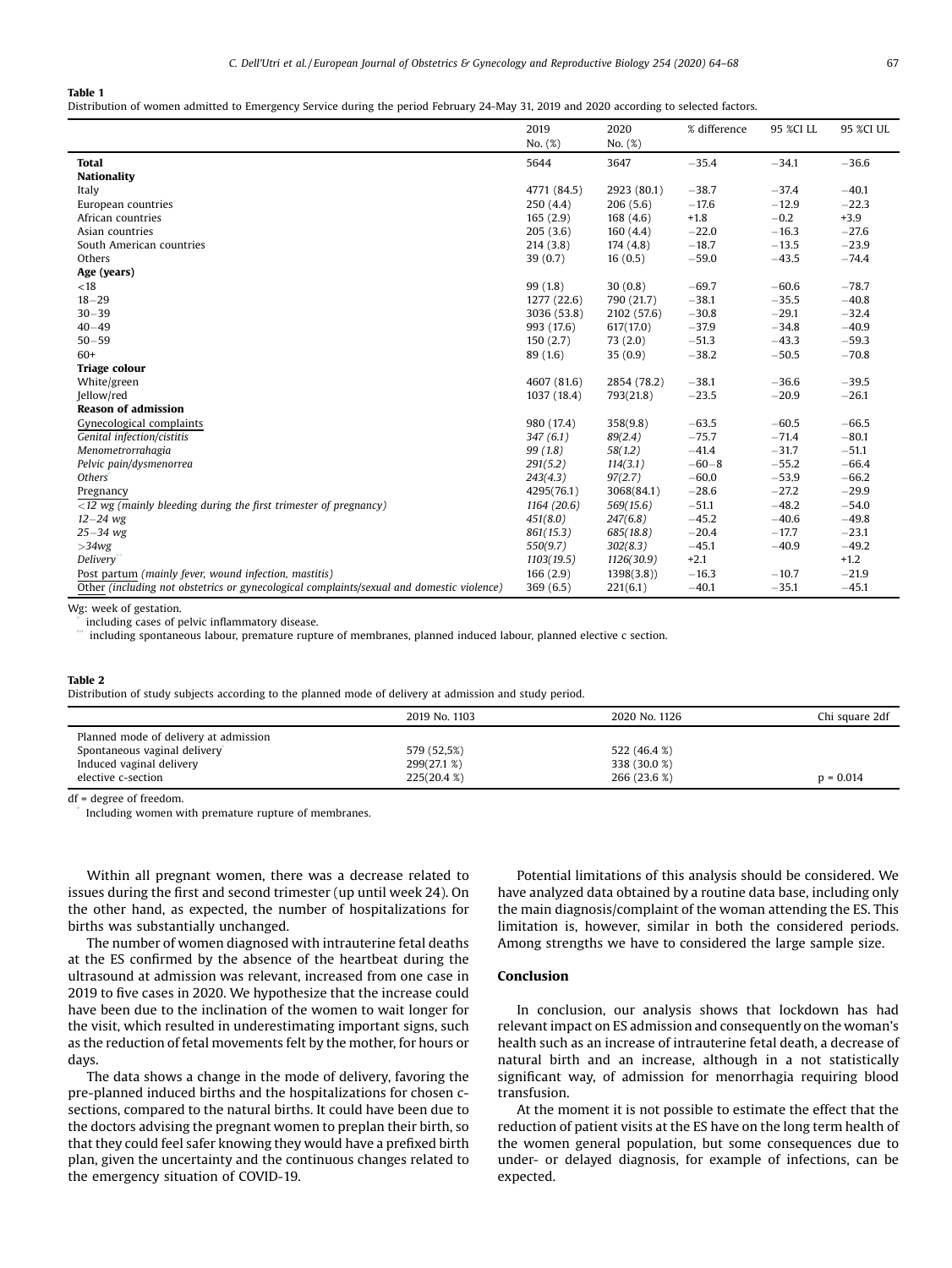**Table 1**
Distribution of women admitted to Emergency Service during the period February 24-May 31, 2019 and 2020 according to selected factors.

| | 2019 No. (%) | 2020 No. (%) | % difference | 95 %CI LL | 95 %CI UL |
|---|---|---|---|---|---|
| **Total** | 5644 | 3647 | −35.4 | −34.1 | −36.6 |
| **Nationality** | | | | | |
| Italy | 4771 (84.5) | 2923 (80.1) | −38.7 | −37.4 | −40.1 |
| European countries | 250 (4.4) | 206 (5.6) | −17.6 | −12.9 | −22.3 |
| African countries | 165 (2.9) | 168 (4.6) | +1.8 | −0.2 | +3.9 |
| Asian countries | 205 (3.6) | 160 (4.4) | −22.0 | −16.3 | −27.6 |
| South American countries | 214 (3.8) | 174 (4.8) | −18.7 | −13.5 | −23.9 |
| Others | 39 (0.7) | 16 (0.5) | −59.0 | −43.5 | −74.4 |
| **Age (years)** | | | | | |
| <18 | 99 (1.8) | 30 (0.8) | −69.7 | −60.6 | −78.7 |
| 18−29 | 1277 (22.6) | 790 (21.7) | −38.1 | −35.5 | −40.8 |
| 30−39 | 3036 (53.8) | 2102 (57.6) | −30.8 | −29.1 | −32.4 |
| 40−49 | 993 (17.6) | 617(17.0) | −37.9 | −34.8 | −40.9 |
| 50−59 | 150 (2.7) | 73 (2.0) | −51.3 | −43.3 | −59.3 |
| 60+ | 89 (1.6) | 35 (0.9) | −38.2 | −50.5 | −70.8 |
| **Triage colour** | | | | | |
| White/green | 4607 (81.6) | 2854 (78.2) | −38.1 | −36.6 | −39.5 |
| Jellow/red | 1037 (18.4) | 793(21.8) | −23.5 | −20.9 | −26.1 |
| **Reason of admission** | | | | | |
| Gynecological complaints | 980 (17.4) | 358(9.8) | −63.5 | −60.5 | −66.5 |
| *Genital infection/cistitis* | *347 (6.1)* | *89(2.4)* | −75.7 | −71.4 | −80.1 |
| *Menometrorrahagia* | *99 (1.8)* | *58(1.2)* | −41.4 | −31.7 | −51.1 |
| *Pelvic pain/dysmenorrea* | *291(5.2)* | *114(3.1)* | −60−8 | −55.2 | −66.4 |
| *Others*[*] | *243(4.3)* | *97(2.7)* | −60.0 | −53.9 | −66.2 |
| Pregnancy | 4295(76.1) | 3068(84.1) | −28.6 | −27.2 | −29.9 |
| *<12 wg (mainly bleeding during the first trimester of pregnancy)* | *1164 (20.6)* | *569(15.6)* | −51.1 | −48.2 | −54.0 |
| *12−24 wg* | *451(8.0)* | *247(6.8)* | −45.2 | −40.6 | −49.8 |
| *25−34 wg* | *861(15.3)* | *685(18.8)* | −20.4 | −17.7 | −23.1 |
| *>34wg* | *550(9.7)* | *302(8.3)* | −45.1 | −40.9 | −49.2 |
| *Delivery*[**] | *1103(19.5)* | *1126(30.9)* | +2.1 | | +1.2 |
| Post partum *(mainly fever, wound infection, mastitis)* | 166 (2.9) | 1398(3.8)) | −16.3 | −10.7 | −21.9 |
| Other *(including not obstetrics or gynecological complaints/sexual and domestic violence)* | 369 (6.5) | 221(6.1) | −40.1 | −35.1 | −45.1 |

Wg: week of gestation.
[*] including cases of pelvic inflammatory disease.
[**] including spontaneous labour, premature rupture of membranes, planned induced labour, planned elective c section.

**Table 2**
Distribution of study subjects according to the planned mode of delivery at admission and study period.

| | 2019 No. 1103 | 2020 No. 1126 | Chi square 2df |
|---|---|---|---|
| Planned mode of delivery at admission | | | |
| Spontaneous vaginal delivery | 579 (52,5%) | 522 (46.4 %) | |
| Induced vaginal delivery | 299(27.1 %) | 338 (30.0 %) | |
| elective c-section | 225(20.4 %) | 266 (23.6 %) | p = 0.014 |

df = degree of freedom.
[*] Including women with premature rupture of membranes.

Within all pregnant women, there was a decrease related to issues during the first and second trimester (up until week 24). On the other hand, as expected, the number of hospitalizations for births was substantially unchanged.

The number of women diagnosed with intrauterine fetal deaths at the ES confirmed by the absence of the heartbeat during the ultrasound at admission was relevant, increased from one case in 2019 to five cases in 2020. We hypothesize that the increase could have been due to the inclination of the women to wait longer for the visit, which resulted in underestimating important signs, such as the reduction of fetal movements felt by the mother, for hours or days.

The data shows a change in the mode of delivery, favoring the pre-planned induced births and the hospitalizations for chosen c-sections, compared to the natural births. It could have been due to the doctors advising the pregnant women to preplan their birth, so that they could feel safer knowing they would have a prefixed birth plan, given the uncertainty and the continuous changes related to the emergency situation of COVID-19.

Potential limitations of this analysis should be considered. We have analyzed data obtained by a routine data base, including only the main diagnosis/complaint of the woman attending the ES. This limitation is, however, similar in both the considered periods. Among strengths we have to considered the large sample size.

## Conclusion

In conclusion, our analysis shows that lockdown has had relevant impact on ES admission and consequently on the woman's health such as an increase of intrauterine fetal death, a decrease of natural birth and an increase, although in a not statistically significant way, of admission for menorrhagia requiring blood transfusion.

At the moment it is not possible to estimate the effect that the reduction of patient visits at the ES have on the long term health of the women general population, but some consequences due to under- or delayed diagnosis, for example of infections, can be expected.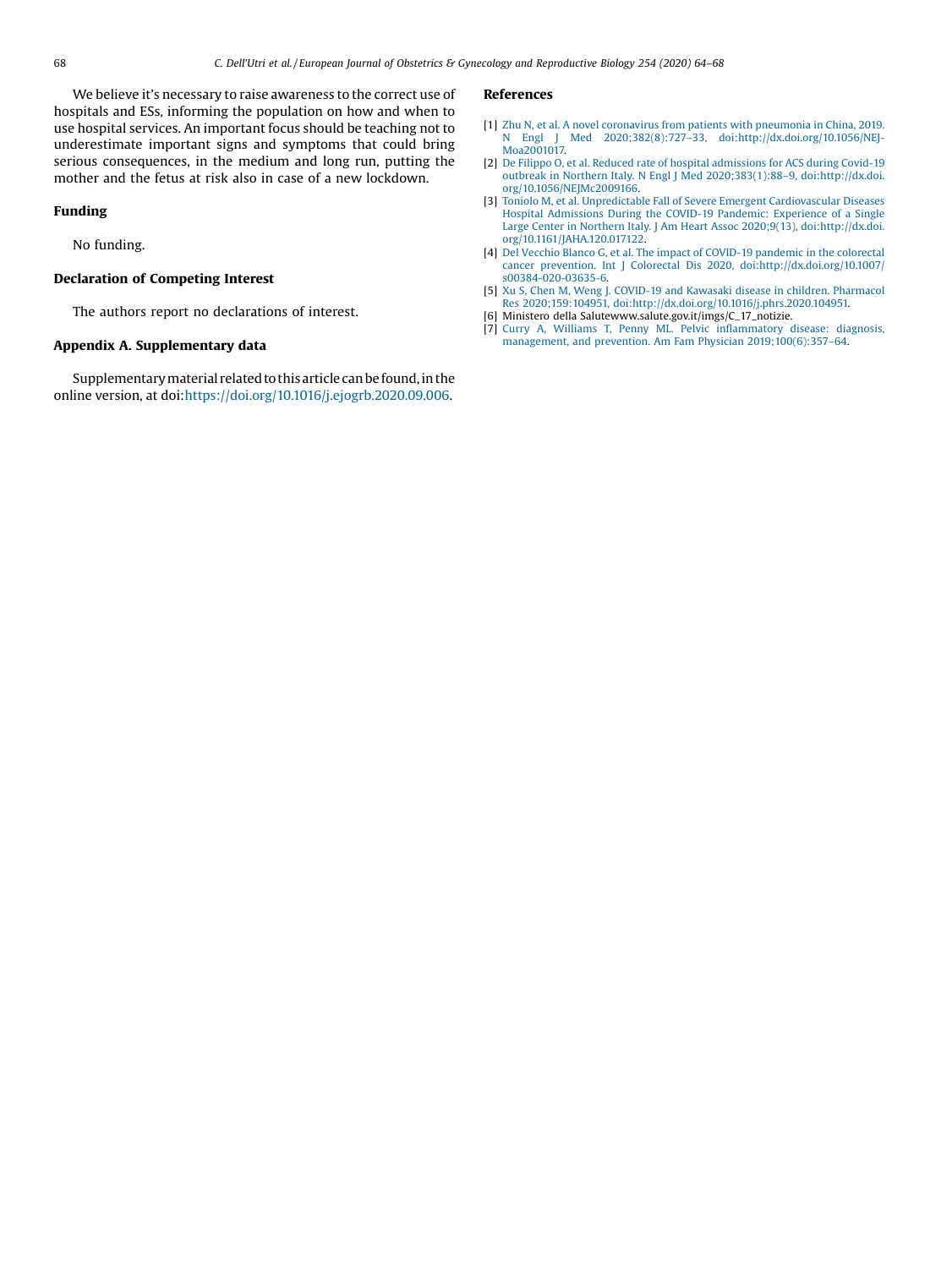We believe it's necessary to raise awareness to the correct use of hospitals and ESs, informing the population on how and when to use hospital services. An important focus should be teaching not to underestimate important signs and symptoms that could bring serious consequences, in the medium and long run, putting the mother and the fetus at risk also in case of a new lockdown.

## Funding

No funding.

## Declaration of Competing Interest

The authors report no declarations of interest.

## Appendix A. Supplementary data

Supplementary material related to this article can be found, in the online version, at doi:https://doi.org/10.1016/j.ejogrb.2020.09.006.

## References

[1] Zhu N, et al. A novel coronavirus from patients with pneumonia in China, 2019. N Engl J Med 2020;382(8):727–33, doi:http://dx.doi.org/10.1056/NEJMoa2001017.

[2] De Filippo O, et al. Reduced rate of hospital admissions for ACS during Covid-19 outbreak in Northern Italy. N Engl J Med 2020;383(1):88–9, doi:http://dx.doi.org/10.1056/NEJMc2009166.

[3] Toniolo M, et al. Unpredictable Fall of Severe Emergent Cardiovascular Diseases Hospital Admissions During the COVID-19 Pandemic: Experience of a Single Large Center in Northern Italy. J Am Heart Assoc 2020;9(13), doi:http://dx.doi.org/10.1161/JAHA.120.017122.

[4] Del Vecchio Blanco G, et al. The impact of COVID-19 pandemic in the colorectal cancer prevention. Int J Colorectal Dis 2020, doi:http://dx.doi.org/10.1007/s00384-020-03635-6.

[5] Xu S, Chen M, Weng J. COVID-19 and Kawasaki disease in children. Pharmacol Res 2020;159:104951, doi:http://dx.doi.org/10.1016/j.phrs.2020.104951.

[6] Ministero della Salutewww.salute.gov.it/imgs/C_17_notizie.

[7] Curry A, Williams T, Penny ML. Pelvic inflammatory disease: diagnosis, management, and prevention. Am Fam Physician 2019;100(6):357–64.